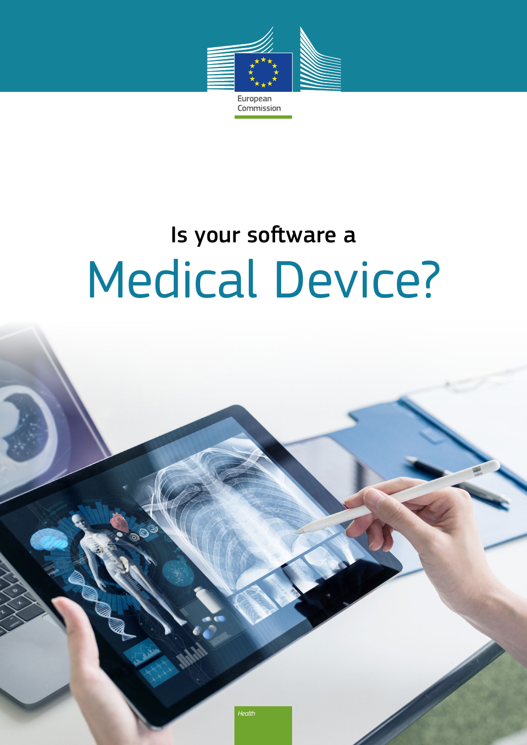European Commission

# Is your software a Medical Device?

*Health*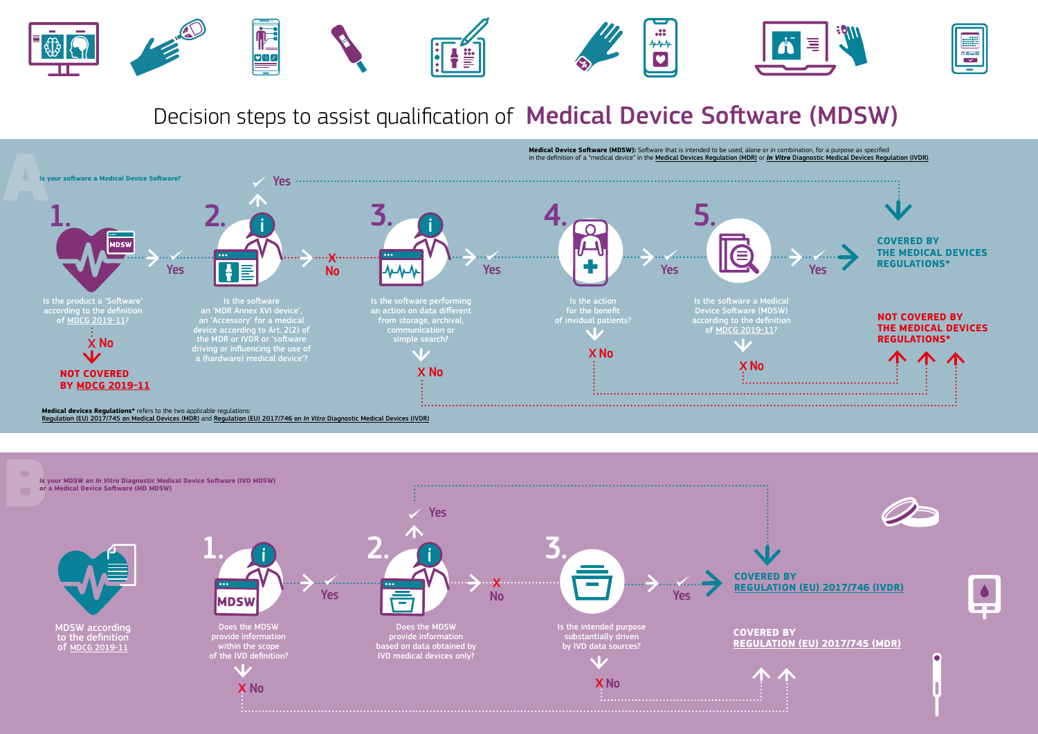# Decision steps to assist qualification of **Medical Device Software (MDSW)**

## A

**Medical Device Software (MDSW):** Software that is intended to be used, alone or in combination, for a purpose as specified in the definition of a "medical device" in the Medical Devices Regulation (MDR) or *In Vitro* Diagnostic Medical Devices Regulation (IVDR).

**Is your software a Medical Device Software?**

1. Is the product a 'Software' according to the definition of MDCG 2019-11?
   - Yes → go to 2.
   - No → **NOT COVERED BY MDCG 2019-11**

2. Is the software an 'MDR Annex XVI device', an 'Accessory' for a medical device according to Art. 2(2) of the MDR or IVDR or 'software driving or influencing the use of a (hardware) medical device'?
   - Yes → **COVERED BY THE MEDICAL DEVICES REGULATIONS***
   - No → go to 3.

3. Is the software performing an action on data different from storage, archival, communication or simple search?
   - Yes → go to 4.
   - No → **NOT COVERED BY THE MEDICAL DEVICES REGULATIONS***

4. Is the action for the benefit of invidual patients?
   - Yes → go to 5.
   - No → **NOT COVERED BY THE MEDICAL DEVICES REGULATIONS***

5. Is the software a Medical Device Software (MDSW) according to the definition of MDCG 2019-11?
   - Yes → **COVERED BY THE MEDICAL DEVICES REGULATIONS***
   - No → **NOT COVERED BY THE MEDICAL DEVICES REGULATIONS***

**Medical devices Regulations*** refers to the two applicable regulations: Regulation (EU) 2017/745 on Medical Devices (MDR) and Regulation (EU) 2017/746 on *In Vitro* Diagnostic Medical Devices (IVDR)

## B

**Is your MDSW an *In Vitro* Diagnostic Medical Device Software (IVD MDSW) or a Medical Device Software (MD MDSW)**

MDSW according to the definition of MDCG 2019-11

1. Does the MDSW provide information within the scope of the IVD definition?
   - Yes → go to 2.
   - No → **COVERED BY REGULATION (EU) 2017/745 (MDR)**

2. Does the MDSW provide information based on data obtained by IVD medical devices only?
   - Yes → **COVERED BY REGULATION (EU) 2017/746 (IVDR)**
   - No → go to 3.

3. Is the intended purpose substantially driven by IVD data sources?
   - Yes → **COVERED BY REGULATION (EU) 2017/746 (IVDR)**
   - No → **COVERED BY REGULATION (EU) 2017/745 (MDR)**